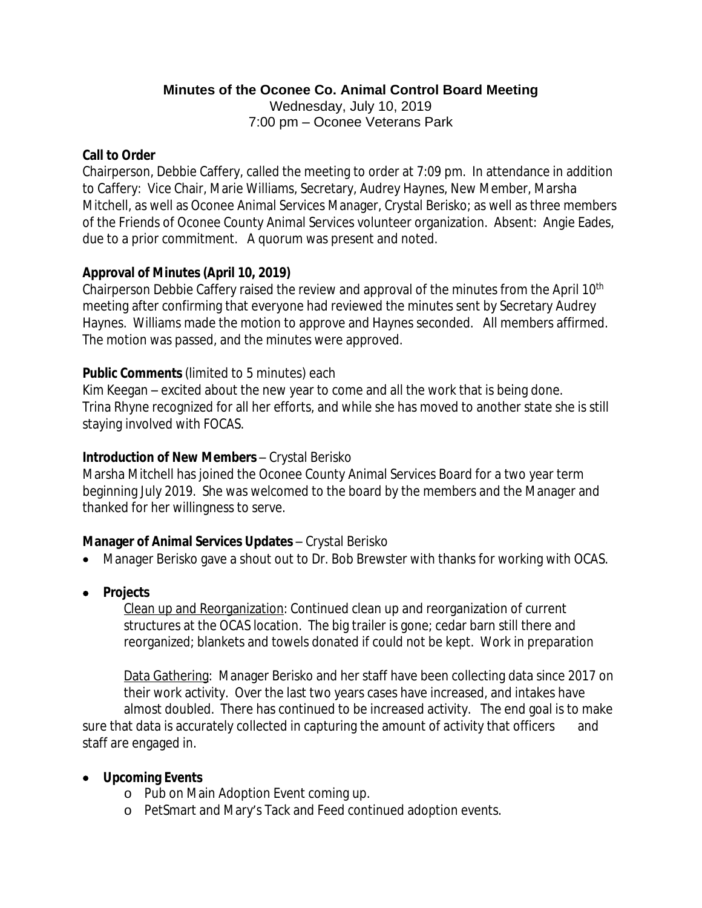**Minutes of the Oconee Co. Animal Control Board Meeting**

Wednesday, July 10, 2019

7:00 pm – Oconee Veterans Park

**Call to Order**

Chairperson, Debbie Caffery, called the meeting to order at 7:09 pm. In attendance in addition to Caffery: Vice Chair, Marie Williams, Secretary, Audrey Haynes, New Member, Marsha Mitchell, as well as Oconee Animal Services Manager, Crystal Berisko; as well as three members of the Friends of Oconee County Animal Services volunteer organization. Absent: Angie Eades, due to a prior commitment. A quorum was present and noted.

**Approval of Minutes (April 10, 2019)**

Chairperson Debbie Caffery raised the review and approval of the minutes from the April 10th meeting after confirming that everyone had reviewed the minutes sent by Secretary Audrey Haynes. Williams made the motion to approve and Haynes seconded. All members affirmed. The motion was passed, and the minutes were approved.

**Public Comments** (limited to 5 minutes) each

Kim Keegan – excited about the new year to come and all the work that is being done.
Trina Rhyne recognized for all her efforts, and while she has moved to another state she is still staying involved with FOCAS.

**Introduction of New Members** – Crystal Berisko

Marsha Mitchell has joined the Oconee County Animal Services Board for a two year term beginning July 2019. She was welcomed to the board by the members and the Manager and thanked for her willingness to serve.

**Manager of Animal Services Updates** – Crystal Berisko

- Manager Berisko gave a shout out to Dr. Bob Brewster with thanks for working with OCAS.
- **Projects**

  Clean up and Reorganization: Continued clean up and reorganization of current structures at the OCAS location. The big trailer is gone; cedar barn still there and reorganized; blankets and towels donated if could not be kept. Work in preparation

  Data Gathering: Manager Berisko and her staff have been collecting data since 2017 on their work activity. Over the last two years cases have increased, and intakes have almost doubled. There has continued to be increased activity. The end goal is to make sure that data is accurately collected in capturing the amount of activity that officers and staff are engaged in.

- **Upcoming Events**
  - Pub on Main Adoption Event coming up.
  - PetSmart and Mary's Tack and Feed continued adoption events.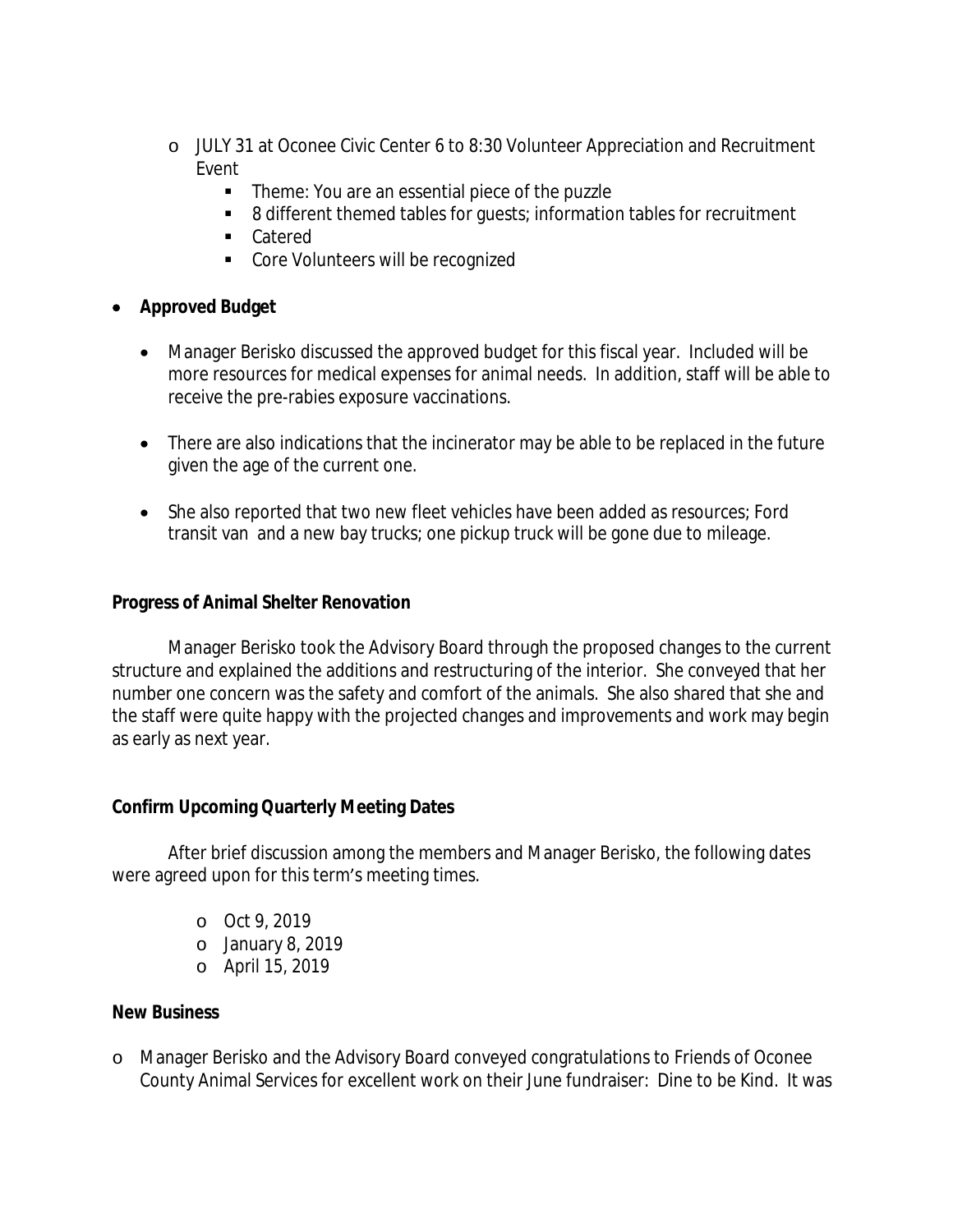- JULY 31 at Oconee Civic Center 6 to 8:30 Volunteer Appreciation and Recruitment Event
  - Theme: You are an essential piece of the puzzle
  - 8 different themed tables for guests; information tables for recruitment
  - Catered
  - Core Volunteers will be recognized

- **Approved Budget**

  - Manager Berisko discussed the approved budget for this fiscal year. Included will be more resources for medical expenses for animal needs. In addition, staff will be able to receive the pre-rabies exposure vaccinations.

  - There are also indications that the incinerator may be able to be replaced in the future given the age of the current one.

  - She also reported that two new fleet vehicles have been added as resources; Ford transit van and a new bay trucks; one pickup truck will be gone due to mileage.

**Progress of Animal Shelter Renovation**

Manager Berisko took the Advisory Board through the proposed changes to the current structure and explained the additions and restructuring of the interior. She conveyed that her number one concern was the safety and comfort of the animals. She also shared that she and the staff were quite happy with the projected changes and improvements and work may begin as early as next year.

**Confirm Upcoming Quarterly Meeting Dates**

After brief discussion among the members and Manager Berisko, the following dates were agreed upon for this term's meeting times.

- Oct 9, 2019
- January 8, 2019
- April 15, 2019

**New Business**

- Manager Berisko and the Advisory Board conveyed congratulations to Friends of Oconee County Animal Services for excellent work on their June fundraiser: Dine to be Kind. It was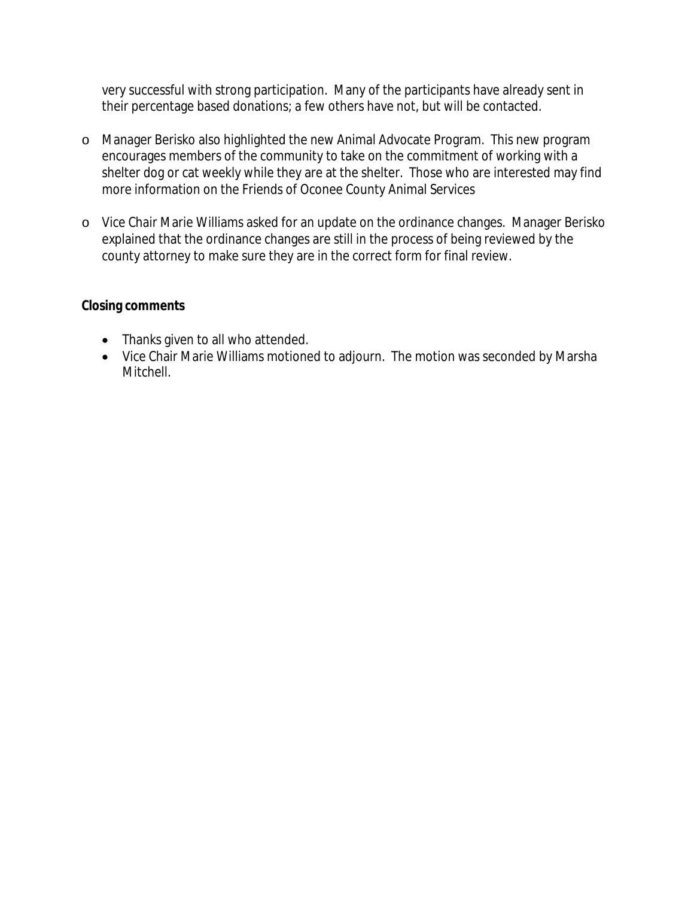very successful with strong participation. Many of the participants have already sent in their percentage based donations; a few others have not, but will be contacted.

- Manager Berisko also highlighted the new Animal Advocate Program. This new program encourages members of the community to take on the commitment of working with a shelter dog or cat weekly while they are at the shelter. Those who are interested may find more information on the Friends of Oconee County Animal Services

- Vice Chair Marie Williams asked for an update on the ordinance changes. Manager Berisko explained that the ordinance changes are still in the process of being reviewed by the county attorney to make sure they are in the correct form for final review.

**Closing comments**

- Thanks given to all who attended.
- Vice Chair Marie Williams motioned to adjourn. The motion was seconded by Marsha Mitchell.